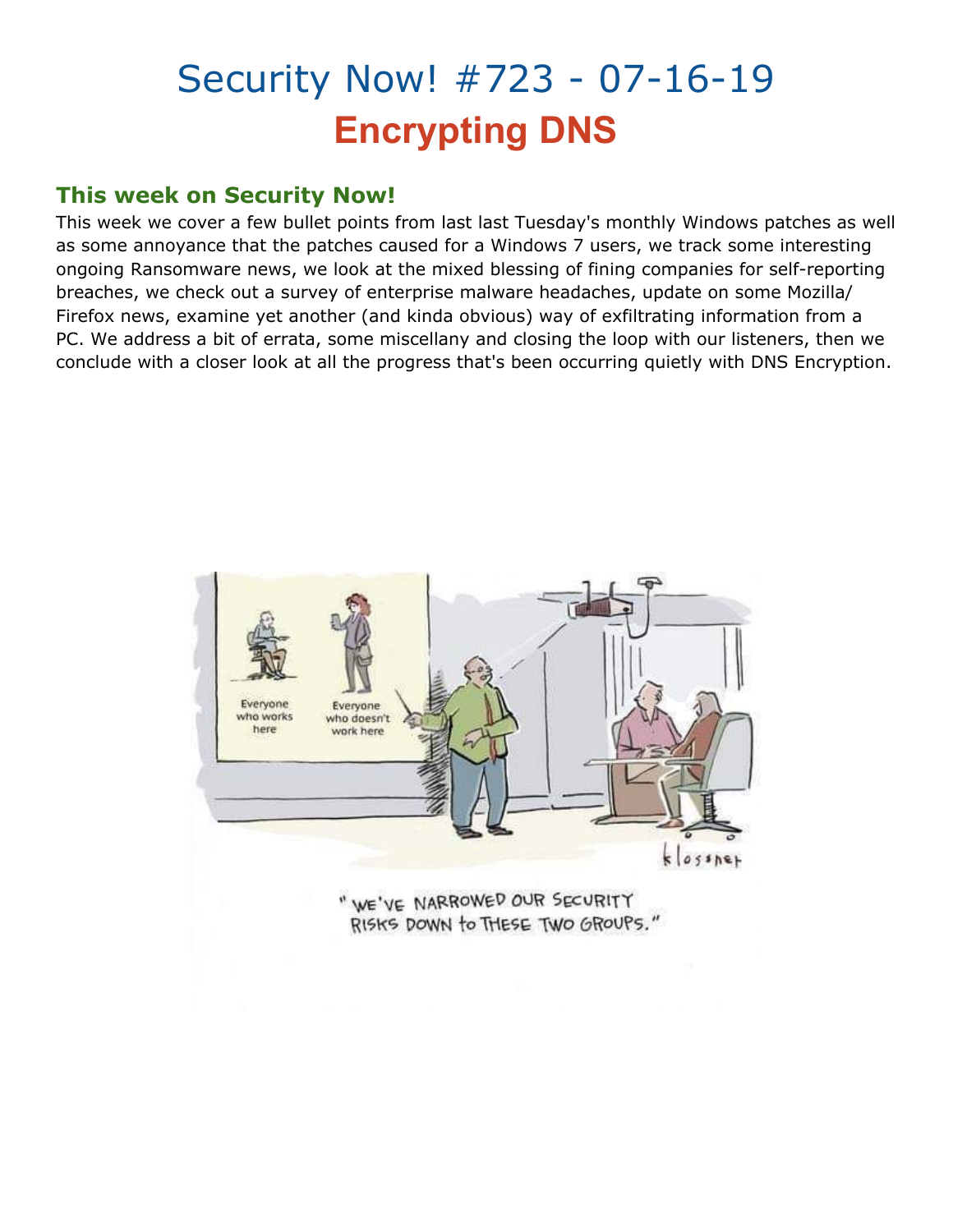# Security Now! #723 - 07-16-19

## Encrypting DNS

### This week on Security Now!

This week we cover a few bullet points from last last Tuesday's monthly Windows patches as well as some annoyance that the patches caused for a Windows 7 users, we track some interesting ongoing Ransomware news, we look at the mixed blessing of fining companies for self-reporting breaches, we check out a survey of enterprise malware headaches, update on some Mozilla/Firefox news, examine yet another (and kinda obvious) way of exfiltrating information from a PC. We address a bit of errata, some miscellany and closing the loop with our listeners, then we conclude with a closer look at all the progress that's been occurring quietly with DNS Encryption.

"WE'VE NARROWED OUR SECURITY RISKS DOWN to THESE TWO GROUPS."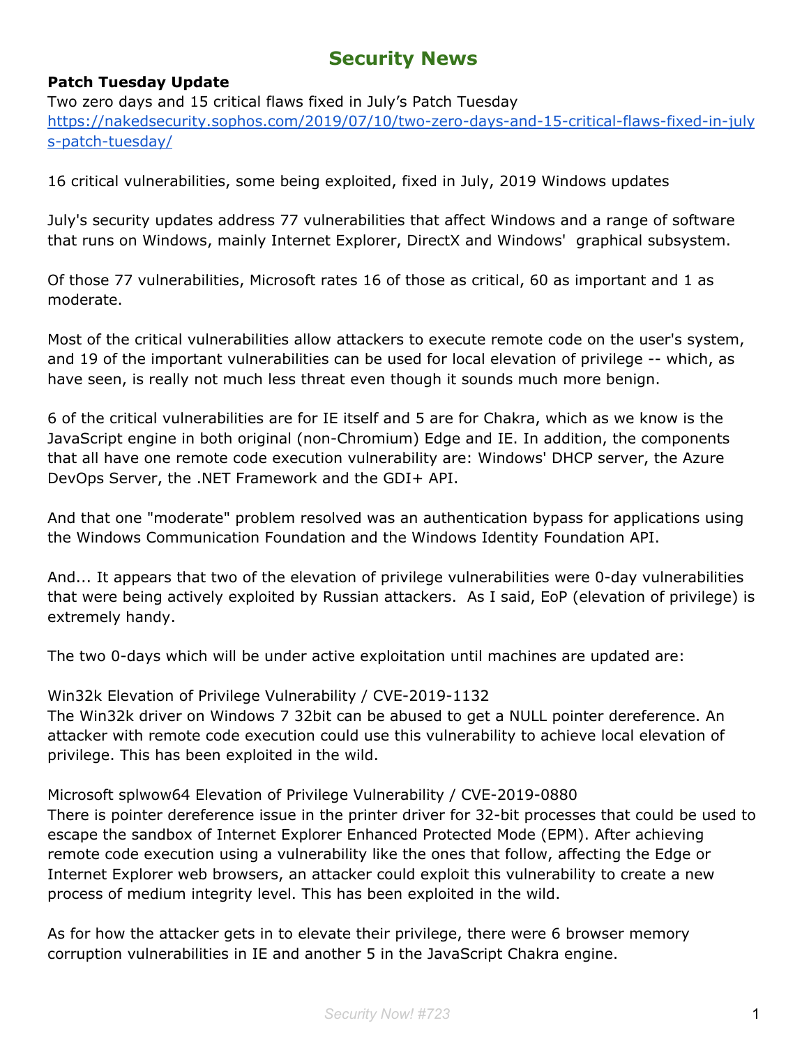# Security News

**Patch Tuesday Update**

Two zero days and 15 critical flaws fixed in July's Patch Tuesday
https://nakedsecurity.sophos.com/2019/07/10/two-zero-days-and-15-critical-flaws-fixed-in-julys-patch-tuesday/

16 critical vulnerabilities, some being exploited, fixed in July, 2019 Windows updates

July's security updates address 77 vulnerabilities that affect Windows and a range of software that runs on Windows, mainly Internet Explorer, DirectX and Windows' graphical subsystem.

Of those 77 vulnerabilities, Microsoft rates 16 of those as critical, 60 as important and 1 as moderate.

Most of the critical vulnerabilities allow attackers to execute remote code on the user's system, and 19 of the important vulnerabilities can be used for local elevation of privilege -- which, as have seen, is really not much less threat even though it sounds much more benign.

6 of the critical vulnerabilities are for IE itself and 5 are for Chakra, which as we know is the JavaScript engine in both original (non-Chromium) Edge and IE. In addition, the components that all have one remote code execution vulnerability are: Windows' DHCP server, the Azure DevOps Server, the .NET Framework and the GDI+ API.

And that one "moderate" problem resolved was an authentication bypass for applications using the Windows Communication Foundation and the Windows Identity Foundation API.

And... It appears that two of the elevation of privilege vulnerabilities were 0-day vulnerabilities that were being actively exploited by Russian attackers. As I said, EoP (elevation of privilege) is extremely handy.

The two 0-days which will be under active exploitation until machines are updated are:

Win32k Elevation of Privilege Vulnerability / CVE-2019-1132
The Win32k driver on Windows 7 32bit can be abused to get a NULL pointer dereference. An attacker with remote code execution could use this vulnerability to achieve local elevation of privilege. This has been exploited in the wild.

Microsoft splwow64 Elevation of Privilege Vulnerability / CVE-2019-0880
There is pointer dereference issue in the printer driver for 32-bit processes that could be used to escape the sandbox of Internet Explorer Enhanced Protected Mode (EPM). After achieving remote code execution using a vulnerability like the ones that follow, affecting the Edge or Internet Explorer web browsers, an attacker could exploit this vulnerability to create a new process of medium integrity level. This has been exploited in the wild.

As for how the attacker gets in to elevate their privilege, there were 6 browser memory corruption vulnerabilities in IE and another 5 in the JavaScript Chakra engine.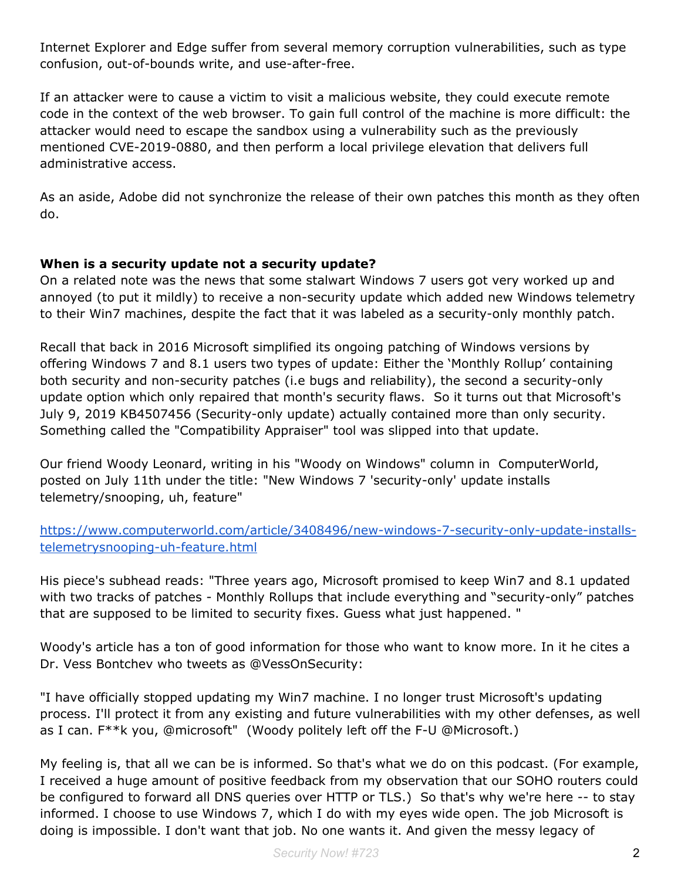Internet Explorer and Edge suffer from several memory corruption vulnerabilities, such as type confusion, out-of-bounds write, and use-after-free.

If an attacker were to cause a victim to visit a malicious website, they could execute remote code in the context of the web browser. To gain full control of the machine is more difficult: the attacker would need to escape the sandbox using a vulnerability such as the previously mentioned CVE-2019-0880, and then perform a local privilege elevation that delivers full administrative access.

As an aside, Adobe did not synchronize the release of their own patches this month as they often do.

**When is a security update not a security update?**

On a related note was the news that some stalwart Windows 7 users got very worked up and annoyed (to put it mildly) to receive a non-security update which added new Windows telemetry to their Win7 machines, despite the fact that it was labeled as a security-only monthly patch.

Recall that back in 2016 Microsoft simplified its ongoing patching of Windows versions by offering Windows 7 and 8.1 users two types of update: Either the 'Monthly Rollup' containing both security and non-security patches (i.e bugs and reliability), the second a security-only update option which only repaired that month's security flaws. So it turns out that Microsoft's July 9, 2019 KB4507456 (Security-only update) actually contained more than only security. Something called the "Compatibility Appraiser" tool was slipped into that update.

Our friend Woody Leonard, writing in his "Woody on Windows" column in ComputerWorld, posted on July 11th under the title: "New Windows 7 'security-only' update installs telemetry/snooping, uh, feature"

[https://www.computerworld.com/article/3408496/new-windows-7-security-only-update-installs-telemetrysnooping-uh-feature.html](https://www.computerworld.com/article/3408496/new-windows-7-security-only-update-installs-telemetrysnooping-uh-feature.html)

His piece's subhead reads: "Three years ago, Microsoft promised to keep Win7 and 8.1 updated with two tracks of patches - Monthly Rollups that include everything and "security-only" patches that are supposed to be limited to security fixes. Guess what just happened. "

Woody's article has a ton of good information for those who want to know more. In it he cites a Dr. Vess Bontchev who tweets as @VessOnSecurity:

"I have officially stopped updating my Win7 machine. I no longer trust Microsoft's updating process. I'll protect it from any existing and future vulnerabilities with my other defenses, as well as I can. F**k you, @microsoft" (Woody politely left off the F-U @Microsoft.)

My feeling is, that all we can be is informed. So that's what we do on this podcast. (For example, I received a huge amount of positive feedback from my observation that our SOHO routers could be configured to forward all DNS queries over HTTP or TLS.) So that's why we're here -- to stay informed. I choose to use Windows 7, which I do with my eyes wide open. The job Microsoft is doing is impossible. I don't want that job. No one wants it. And given the messy legacy of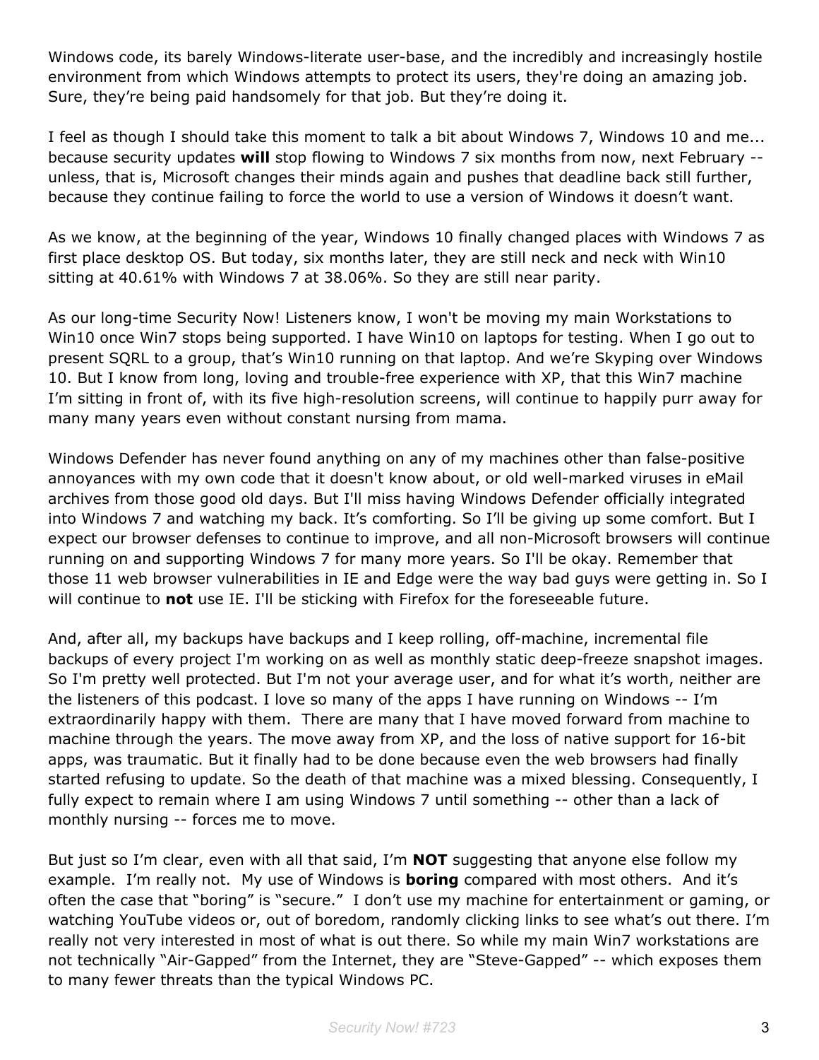Windows code, its barely Windows-literate user-base, and the incredibly and increasingly hostile environment from which Windows attempts to protect its users, they're doing an amazing job. Sure, they're being paid handsomely for that job. But they're doing it.

I feel as though I should take this moment to talk a bit about Windows 7, Windows 10 and me... because security updates **will** stop flowing to Windows 7 six months from now, next February -- unless, that is, Microsoft changes their minds again and pushes that deadline back still further, because they continue failing to force the world to use a version of Windows it doesn't want.

As we know, at the beginning of the year, Windows 10 finally changed places with Windows 7 as first place desktop OS. But today, six months later, they are still neck and neck with Win10 sitting at 40.61% with Windows 7 at 38.06%. So they are still near parity.

As our long-time Security Now! Listeners know, I won't be moving my main Workstations to Win10 once Win7 stops being supported. I have Win10 on laptops for testing. When I go out to present SQRL to a group, that's Win10 running on that laptop. And we're Skyping over Windows 10. But I know from long, loving and trouble-free experience with XP, that this Win7 machine I'm sitting in front of, with its five high-resolution screens, will continue to happily purr away for many many years even without constant nursing from mama.

Windows Defender has never found anything on any of my machines other than false-positive annoyances with my own code that it doesn't know about, or old well-marked viruses in eMail archives from those good old days. But I'll miss having Windows Defender officially integrated into Windows 7 and watching my back. It's comforting. So I'll be giving up some comfort. But I expect our browser defenses to continue to improve, and all non-Microsoft browsers will continue running on and supporting Windows 7 for many more years. So I'll be okay. Remember that those 11 web browser vulnerabilities in IE and Edge were the way bad guys were getting in. So I will continue to **not** use IE. I'll be sticking with Firefox for the foreseeable future.

And, after all, my backups have backups and I keep rolling, off-machine, incremental file backups of every project I'm working on as well as monthly static deep-freeze snapshot images. So I'm pretty well protected. But I'm not your average user, and for what it's worth, neither are the listeners of this podcast. I love so many of the apps I have running on Windows -- I'm extraordinarily happy with them. There are many that I have moved forward from machine to machine through the years. The move away from XP, and the loss of native support for 16-bit apps, was traumatic. But it finally had to be done because even the web browsers had finally started refusing to update. So the death of that machine was a mixed blessing. Consequently, I fully expect to remain where I am using Windows 7 until something -- other than a lack of monthly nursing -- forces me to move.

But just so I'm clear, even with all that said, I'm **NOT** suggesting that anyone else follow my example. I'm really not. My use of Windows is **boring** compared with most others. And it's often the case that "boring" is "secure." I don't use my machine for entertainment or gaming, or watching YouTube videos or, out of boredom, randomly clicking links to see what's out there. I'm really not very interested in most of what is out there. So while my main Win7 workstations are not technically "Air-Gapped" from the Internet, they are "Steve-Gapped" -- which exposes them to many fewer threats than the typical Windows PC.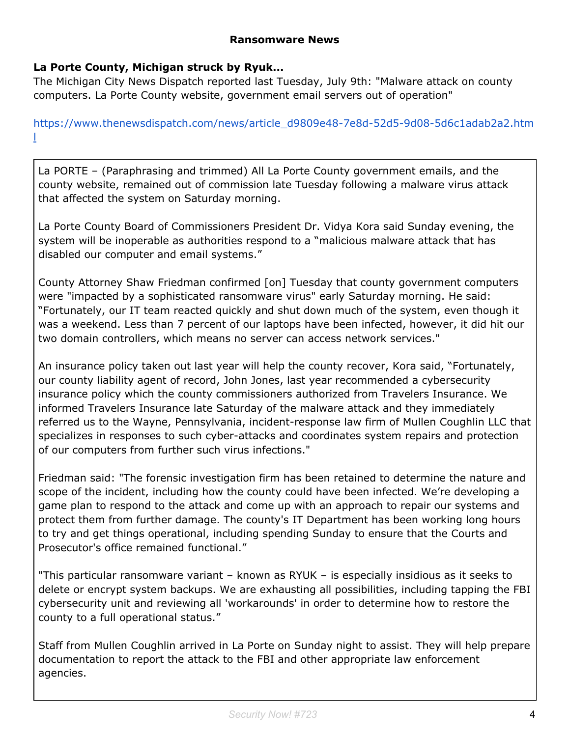## Ransomware News

### La Porte County, Michigan struck by Ryuk...

The Michigan City News Dispatch reported last Tuesday, July 9th: "Malware attack on county computers. La Porte County website, government email servers out of operation"

https://www.thenewsdispatch.com/news/article_d9809e48-7e8d-52d5-9d08-5d6c1adab2a2.html

> La PORTE – (Paraphrasing and trimmed) All La Porte County government emails, and the county website, remained out of commission late Tuesday following a malware virus attack that affected the system on Saturday morning.
>
> La Porte County Board of Commissioners President Dr. Vidya Kora said Sunday evening, the system will be inoperable as authorities respond to a "malicious malware attack that has disabled our computer and email systems."
>
> County Attorney Shaw Friedman confirmed [on] Tuesday that county government computers were "impacted by a sophisticated ransomware virus" early Saturday morning. He said: "Fortunately, our IT team reacted quickly and shut down much of the system, even though it was a weekend. Less than 7 percent of our laptops have been infected, however, it did hit our two domain controllers, which means no server can access network services."
>
> An insurance policy taken out last year will help the county recover, Kora said, "Fortunately, our county liability agent of record, John Jones, last year recommended a cybersecurity insurance policy which the county commissioners authorized from Travelers Insurance. We informed Travelers Insurance late Saturday of the malware attack and they immediately referred us to the Wayne, Pennsylvania, incident-response law firm of Mullen Coughlin LLC that specializes in responses to such cyber-attacks and coordinates system repairs and protection of our computers from further such virus infections."
>
> Friedman said: "The forensic investigation firm has been retained to determine the nature and scope of the incident, including how the county could have been infected. We're developing a game plan to respond to the attack and come up with an approach to repair our systems and protect them from further damage. The county's IT Department has been working long hours to try and get things operational, including spending Sunday to ensure that the Courts and Prosecutor's office remained functional."
>
> "This particular ransomware variant – known as RYUK – is especially insidious as it seeks to delete or encrypt system backups. We are exhausting all possibilities, including tapping the FBI cybersecurity unit and reviewing all 'workarounds' in order to determine how to restore the county to a full operational status."
>
> Staff from Mullen Coughlin arrived in La Porte on Sunday night to assist. They will help prepare documentation to report the attack to the FBI and other appropriate law enforcement agencies.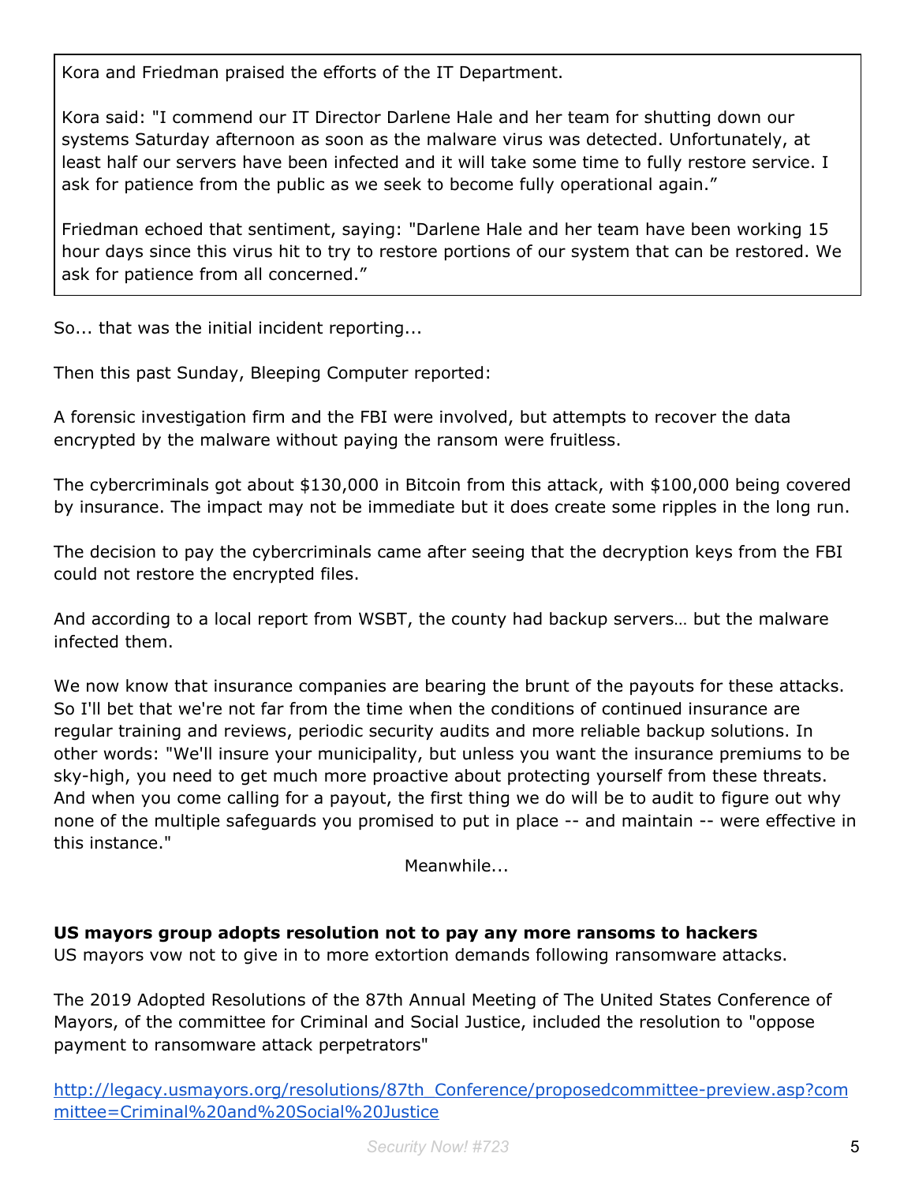> Kora and Friedman praised the efforts of the IT Department.
>
> Kora said: "I commend our IT Director Darlene Hale and her team for shutting down our systems Saturday afternoon as soon as the malware virus was detected. Unfortunately, at least half our servers have been infected and it will take some time to fully restore service. I ask for patience from the public as we seek to become fully operational again."
>
> Friedman echoed that sentiment, saying: "Darlene Hale and her team have been working 15 hour days since this virus hit to try to restore portions of our system that can be restored. We ask for patience from all concerned."

So... that was the initial incident reporting...

Then this past Sunday, Bleeping Computer reported:

A forensic investigation firm and the FBI were involved, but attempts to recover the data encrypted by the malware without paying the ransom were fruitless.

The cybercriminals got about $130,000 in Bitcoin from this attack, with $100,000 being covered by insurance. The impact may not be immediate but it does create some ripples in the long run.

The decision to pay the cybercriminals came after seeing that the decryption keys from the FBI could not restore the encrypted files.

And according to a local report from WSBT, the county had backup servers… but the malware infected them.

We now know that insurance companies are bearing the brunt of the payouts for these attacks. So I'll bet that we're not far from the time when the conditions of continued insurance are regular training and reviews, periodic security audits and more reliable backup solutions. In other words: "We'll insure your municipality, but unless you want the insurance premiums to be sky-high, you need to get much more proactive about protecting yourself from these threats. And when you come calling for a payout, the first thing we do will be to audit to figure out why none of the multiple safeguards you promised to put in place -- and maintain -- were effective in this instance."

Meanwhile...

**US mayors group adopts resolution not to pay any more ransoms to hackers**
US mayors vow not to give in to more extortion demands following ransomware attacks.

The 2019 Adopted Resolutions of the 87th Annual Meeting of The United States Conference of Mayors, of the committee for Criminal and Social Justice, included the resolution to "oppose payment to ransomware attack perpetrators"

http://legacy.usmayors.org/resolutions/87th_Conference/proposedcommittee-preview.asp?committee=Criminal%20and%20Social%20Justice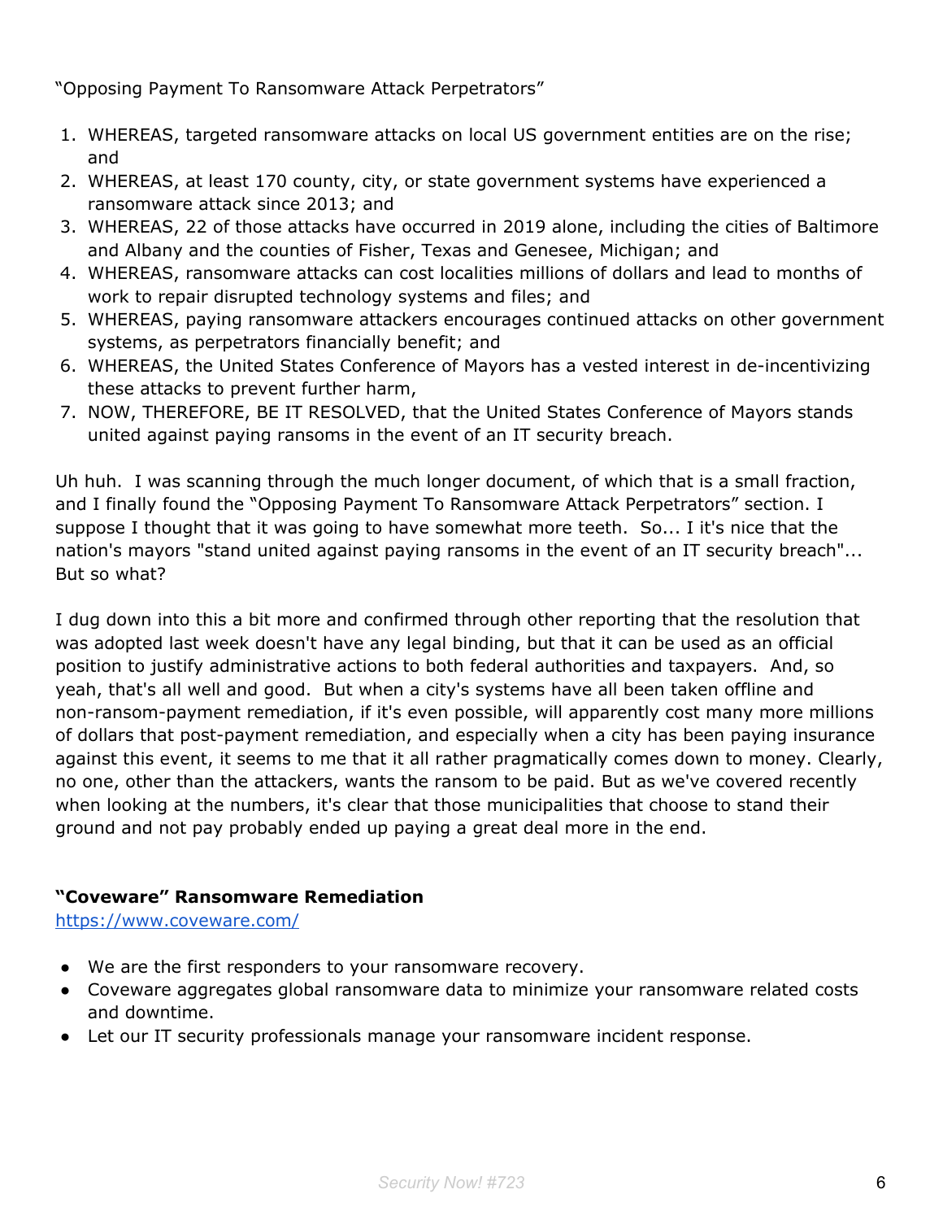"Opposing Payment To Ransomware Attack Perpetrators"

1. WHEREAS, targeted ransomware attacks on local US government entities are on the rise; and
2. WHEREAS, at least 170 county, city, or state government systems have experienced a ransomware attack since 2013; and
3. WHEREAS, 22 of those attacks have occurred in 2019 alone, including the cities of Baltimore and Albany and the counties of Fisher, Texas and Genesee, Michigan; and
4. WHEREAS, ransomware attacks can cost localities millions of dollars and lead to months of work to repair disrupted technology systems and files; and
5. WHEREAS, paying ransomware attackers encourages continued attacks on other government systems, as perpetrators financially benefit; and
6. WHEREAS, the United States Conference of Mayors has a vested interest in de-incentivizing these attacks to prevent further harm,
7. NOW, THEREFORE, BE IT RESOLVED, that the United States Conference of Mayors stands united against paying ransoms in the event of an IT security breach.

Uh huh. I was scanning through the much longer document, of which that is a small fraction, and I finally found the "Opposing Payment To Ransomware Attack Perpetrators" section. I suppose I thought that it was going to have somewhat more teeth. So... I it's nice that the nation's mayors "stand united against paying ransoms in the event of an IT security breach"... But so what?

I dug down into this a bit more and confirmed through other reporting that the resolution that was adopted last week doesn't have any legal binding, but that it can be used as an official position to justify administrative actions to both federal authorities and taxpayers. And, so yeah, that's all well and good. But when a city's systems have all been taken offline and non-ransom-payment remediation, if it's even possible, will apparently cost many more millions of dollars that post-payment remediation, and especially when a city has been paying insurance against this event, it seems to me that it all rather pragmatically comes down to money. Clearly, no one, other than the attackers, wants the ransom to be paid. But as we've covered recently when looking at the numbers, it's clear that those municipalities that choose to stand their ground and not pay probably ended up paying a great deal more in the end.

### "Coveware" Ransomware Remediation

https://www.coveware.com/

- We are the first responders to your ransomware recovery.
- Coveware aggregates global ransomware data to minimize your ransomware related costs and downtime.
- Let our IT security professionals manage your ransomware incident response.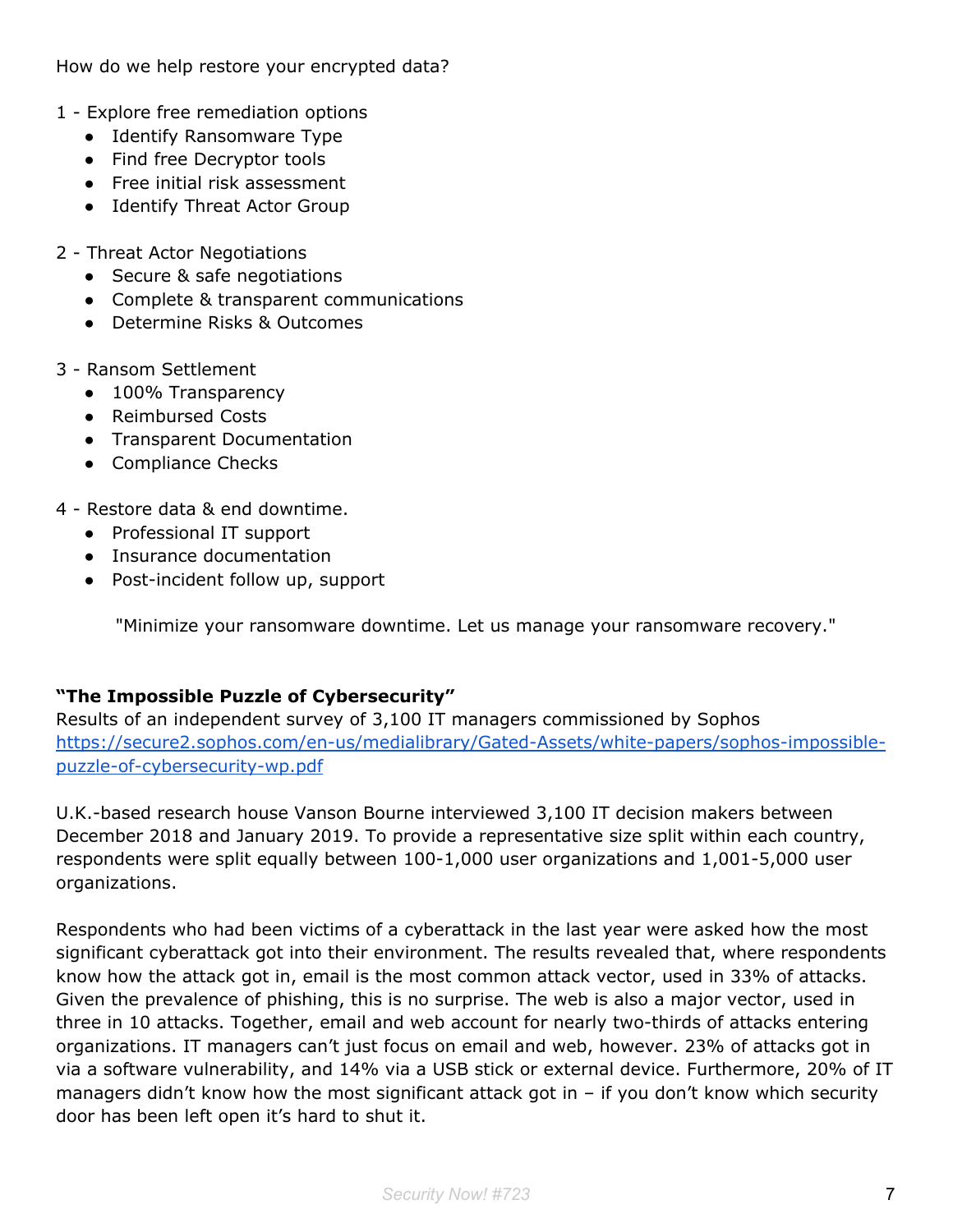How do we help restore your encrypted data?

1 - Explore free remediation options

- Identify Ransomware Type
- Find free Decryptor tools
- Free initial risk assessment
- Identify Threat Actor Group

2 - Threat Actor Negotiations

- Secure & safe negotiations
- Complete & transparent communications
- Determine Risks & Outcomes

3 - Ransom Settlement

- 100% Transparency
- Reimbursed Costs
- Transparent Documentation
- Compliance Checks

4 - Restore data & end downtime.

- Professional IT support
- Insurance documentation
- Post-incident follow up, support

"Minimize your ransomware downtime. Let us manage your ransomware recovery."

**"The Impossible Puzzle of Cybersecurity"**
Results of an independent survey of 3,100 IT managers commissioned by Sophos
[https://secure2.sophos.com/en-us/medialibrary/Gated-Assets/white-papers/sophos-impossible-puzzle-of-cybersecurity-wp.pdf](https://secure2.sophos.com/en-us/medialibrary/Gated-Assets/white-papers/sophos-impossible-puzzle-of-cybersecurity-wp.pdf)

U.K.-based research house Vanson Bourne interviewed 3,100 IT decision makers between December 2018 and January 2019. To provide a representative size split within each country, respondents were split equally between 100-1,000 user organizations and 1,001-5,000 user organizations.

Respondents who had been victims of a cyberattack in the last year were asked how the most significant cyberattack got into their environment. The results revealed that, where respondents know how the attack got in, email is the most common attack vector, used in 33% of attacks. Given the prevalence of phishing, this is no surprise. The web is also a major vector, used in three in 10 attacks. Together, email and web account for nearly two-thirds of attacks entering organizations. IT managers can't just focus on email and web, however. 23% of attacks got in via a software vulnerability, and 14% via a USB stick or external device. Furthermore, 20% of IT managers didn't know how the most significant attack got in – if you don't know which security door has been left open it's hard to shut it.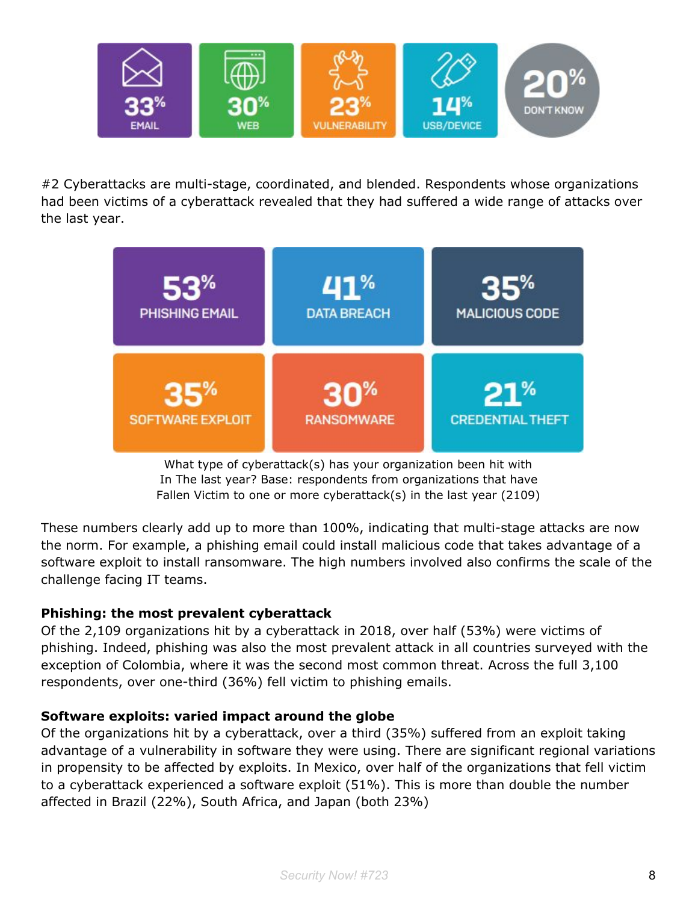| 33% | 30% | 23% | 14% | 20% |
| --- | --- | --- | --- | --- |
| EMAIL | WEB | VULNERABILITY | USB/DEVICE | DON'T KNOW |

#2 Cyberattacks are multi-stage, coordinated, and blended. Respondents whose organizations had been victims of a cyberattack revealed that they had suffered a wide range of attacks over the last year.

| 53% PHISHING EMAIL | 41% DATA BREACH | 35% MALICIOUS CODE |
| --- | --- | --- |
| 35% SOFTWARE EXPLOIT | 30% RANSOMWARE | 21% CREDENTIAL THEFT |

What type of cyberattack(s) has your organization been hit with In The last year? Base: respondents from organizations that have Fallen Victim to one or more cyberattack(s) in the last year (2109)

These numbers clearly add up to more than 100%, indicating that multi-stage attacks are now the norm. For example, a phishing email could install malicious code that takes advantage of a software exploit to install ransomware. The high numbers involved also confirms the scale of the challenge facing IT teams.

**Phishing: the most prevalent cyberattack**
Of the 2,109 organizations hit by a cyberattack in 2018, over half (53%) were victims of phishing. Indeed, phishing was also the most prevalent attack in all countries surveyed with the exception of Colombia, where it was the second most common threat. Across the full 3,100 respondents, over one-third (36%) fell victim to phishing emails.

**Software exploits: varied impact around the globe**
Of the organizations hit by a cyberattack, over a third (35%) suffered from an exploit taking advantage of a vulnerability in software they were using. There are significant regional variations in propensity to be affected by exploits. In Mexico, over half of the organizations that fell victim to a cyberattack experienced a software exploit (51%). This is more than double the number affected in Brazil (22%), South Africa, and Japan (both 23%)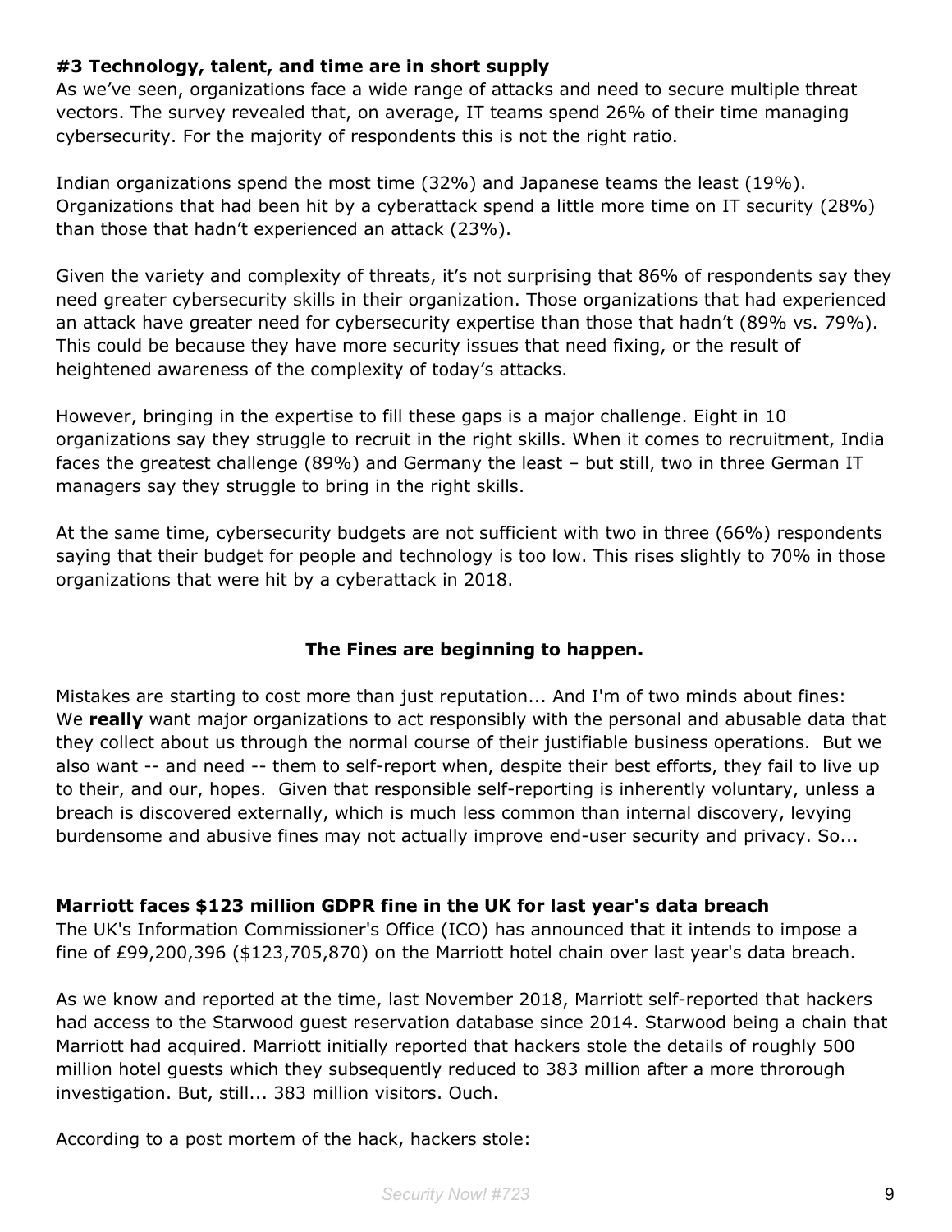**#3 Technology, talent, and time are in short supply**
As we've seen, organizations face a wide range of attacks and need to secure multiple threat vectors. The survey revealed that, on average, IT teams spend 26% of their time managing cybersecurity. For the majority of respondents this is not the right ratio.

Indian organizations spend the most time (32%) and Japanese teams the least (19%). Organizations that had been hit by a cyberattack spend a little more time on IT security (28%) than those that hadn't experienced an attack (23%).

Given the variety and complexity of threats, it's not surprising that 86% of respondents say they need greater cybersecurity skills in their organization. Those organizations that had experienced an attack have greater need for cybersecurity expertise than those that hadn't (89% vs. 79%). This could be because they have more security issues that need fixing, or the result of heightened awareness of the complexity of today's attacks.

However, bringing in the expertise to fill these gaps is a major challenge. Eight in 10 organizations say they struggle to recruit in the right skills. When it comes to recruitment, India faces the greatest challenge (89%) and Germany the least – but still, two in three German IT managers say they struggle to bring in the right skills.

At the same time, cybersecurity budgets are not sufficient with two in three (66%) respondents saying that their budget for people and technology is too low. This rises slightly to 70% in those organizations that were hit by a cyberattack in 2018.

**The Fines are beginning to happen.**

Mistakes are starting to cost more than just reputation... And I'm of two minds about fines: We **really** want major organizations to act responsibly with the personal and abusable data that they collect about us through the normal course of their justifiable business operations. But we also want -- and need -- them to self-report when, despite their best efforts, they fail to live up to their, and our, hopes. Given that responsible self-reporting is inherently voluntary, unless a breach is discovered externally, which is much less common than internal discovery, levying burdensome and abusive fines may not actually improve end-user security and privacy. So...

**Marriott faces $123 million GDPR fine in the UK for last year's data breach**
The UK's Information Commissioner's Office (ICO) has announced that it intends to impose a fine of £99,200,396 ($123,705,870) on the Marriott hotel chain over last year's data breach.

As we know and reported at the time, last November 2018, Marriott self-reported that hackers had access to the Starwood guest reservation database since 2014. Starwood being a chain that Marriott had acquired. Marriott initially reported that hackers stole the details of roughly 500 million hotel guests which they subsequently reduced to 383 million after a more throrough investigation. But, still... 383 million visitors. Ouch.

According to a post mortem of the hack, hackers stole: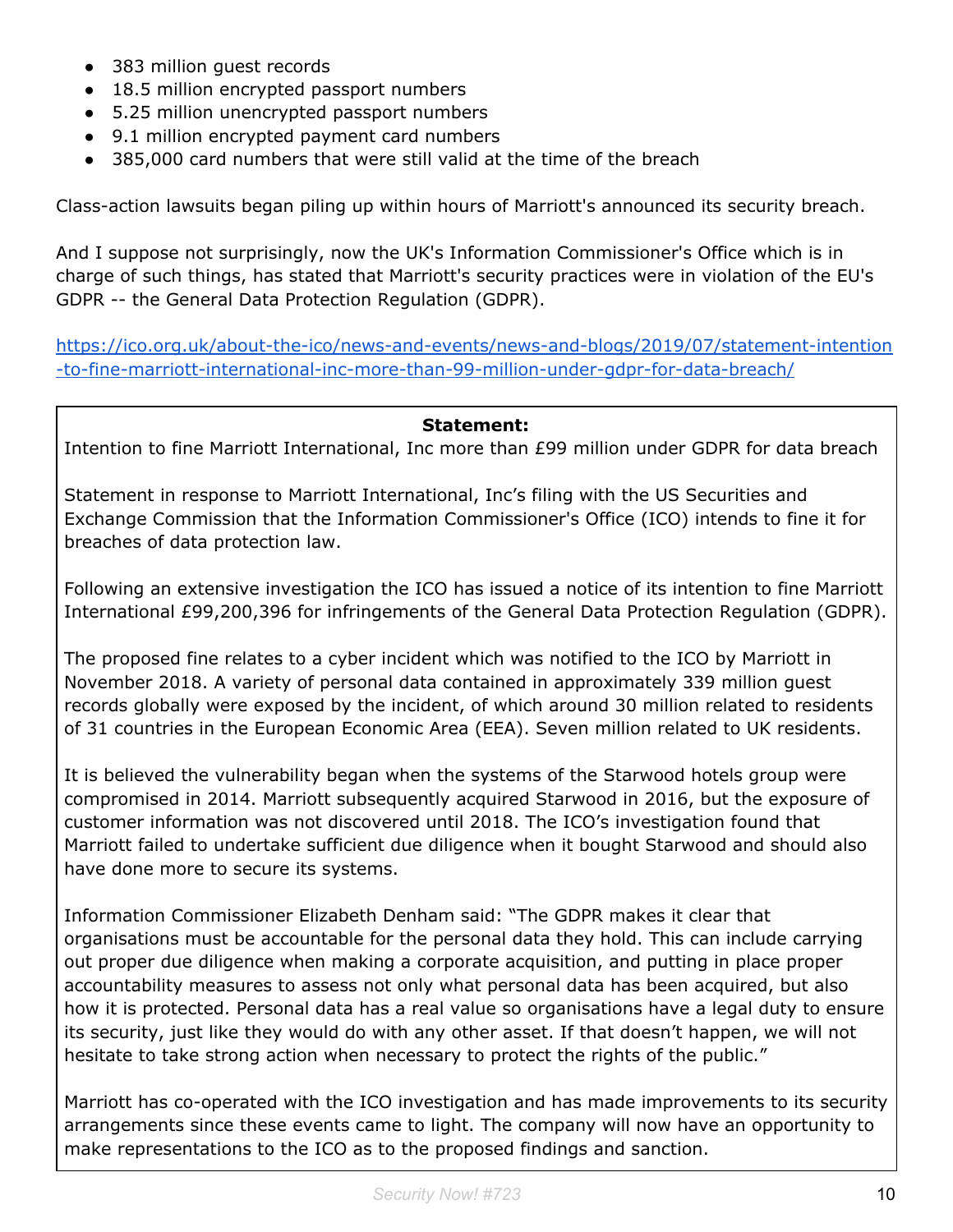- 383 million guest records
- 18.5 million encrypted passport numbers
- 5.25 million unencrypted passport numbers
- 9.1 million encrypted payment card numbers
- 385,000 card numbers that were still valid at the time of the breach

Class-action lawsuits began piling up within hours of Marriott's announced its security breach.

And I suppose not surprisingly, now the UK's Information Commissioner's Office which is in charge of such things, has stated that Marriott's security practices were in violation of the EU's GDPR -- the General Data Protection Regulation (GDPR).

https://ico.org.uk/about-the-ico/news-and-events/news-and-blogs/2019/07/statement-intention-to-fine-marriott-international-inc-more-than-99-million-under-gdpr-for-data-breach/

**Statement:**
Intention to fine Marriott International, Inc more than £99 million under GDPR for data breach

Statement in response to Marriott International, Inc's filing with the US Securities and Exchange Commission that the Information Commissioner's Office (ICO) intends to fine it for breaches of data protection law.

Following an extensive investigation the ICO has issued a notice of its intention to fine Marriott International £99,200,396 for infringements of the General Data Protection Regulation (GDPR).

The proposed fine relates to a cyber incident which was notified to the ICO by Marriott in November 2018. A variety of personal data contained in approximately 339 million guest records globally were exposed by the incident, of which around 30 million related to residents of 31 countries in the European Economic Area (EEA). Seven million related to UK residents.

It is believed the vulnerability began when the systems of the Starwood hotels group were compromised in 2014. Marriott subsequently acquired Starwood in 2016, but the exposure of customer information was not discovered until 2018. The ICO's investigation found that Marriott failed to undertake sufficient due diligence when it bought Starwood and should also have done more to secure its systems.

Information Commissioner Elizabeth Denham said: "The GDPR makes it clear that organisations must be accountable for the personal data they hold. This can include carrying out proper due diligence when making a corporate acquisition, and putting in place proper accountability measures to assess not only what personal data has been acquired, but also how it is protected. Personal data has a real value so organisations have a legal duty to ensure its security, just like they would do with any other asset. If that doesn't happen, we will not hesitate to take strong action when necessary to protect the rights of the public."

Marriott has co-operated with the ICO investigation and has made improvements to its security arrangements since these events came to light. The company will now have an opportunity to make representations to the ICO as to the proposed findings and sanction.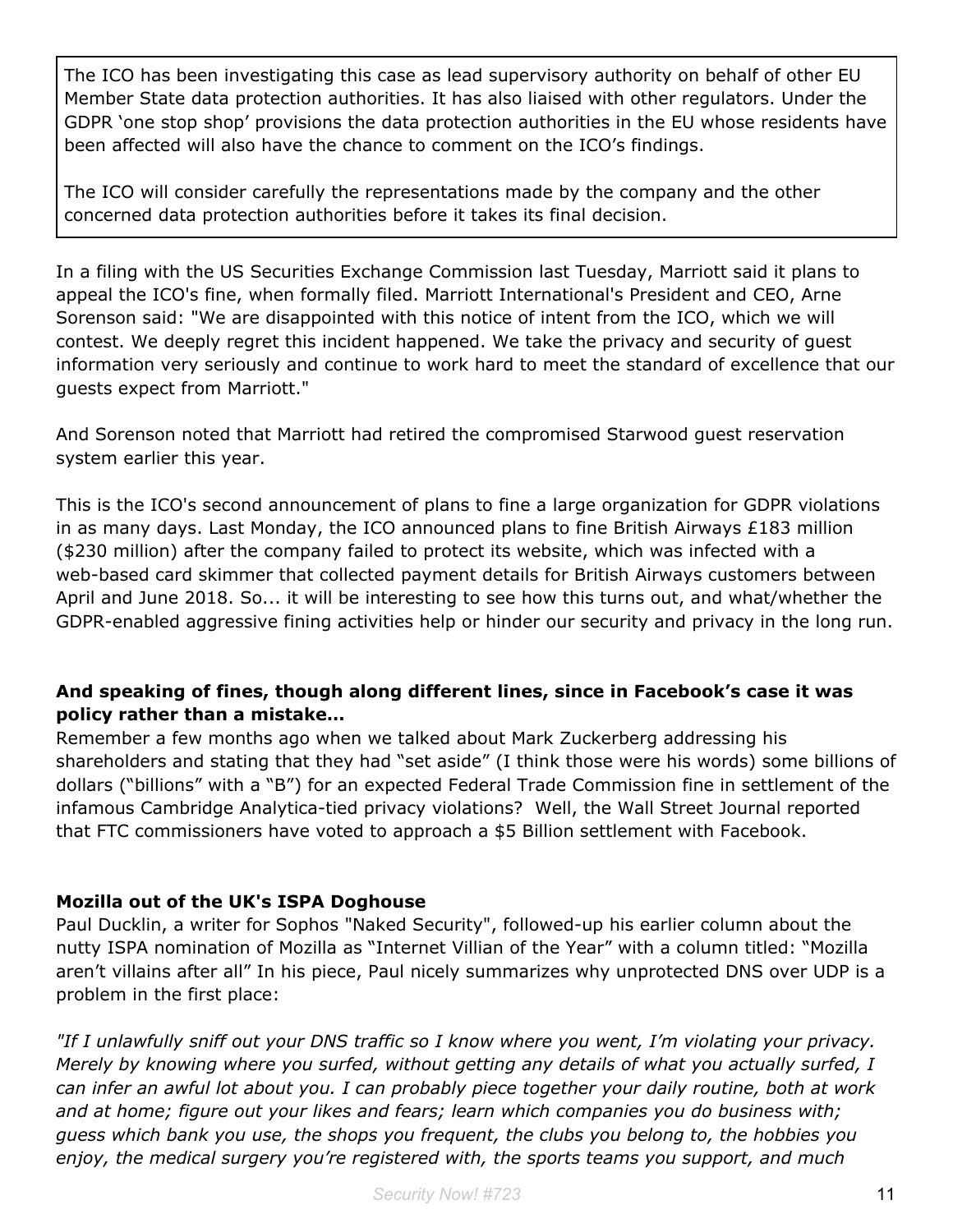> The ICO has been investigating this case as lead supervisory authority on behalf of other EU Member State data protection authorities. It has also liaised with other regulators. Under the GDPR 'one stop shop' provisions the data protection authorities in the EU whose residents have been affected will also have the chance to comment on the ICO's findings.
>
> The ICO will consider carefully the representations made by the company and the other concerned data protection authorities before it takes its final decision.

In a filing with the US Securities Exchange Commission last Tuesday, Marriott said it plans to appeal the ICO's fine, when formally filed. Marriott International's President and CEO, Arne Sorenson said: "We are disappointed with this notice of intent from the ICO, which we will contest. We deeply regret this incident happened. We take the privacy and security of guest information very seriously and continue to work hard to meet the standard of excellence that our guests expect from Marriott."

And Sorenson noted that Marriott had retired the compromised Starwood guest reservation system earlier this year.

This is the ICO's second announcement of plans to fine a large organization for GDPR violations in as many days. Last Monday, the ICO announced plans to fine British Airways £183 million ($230 million) after the company failed to protect its website, which was infected with a web-based card skimmer that collected payment details for British Airways customers between April and June 2018. So... it will be interesting to see how this turns out, and what/whether the GDPR-enabled aggressive fining activities help or hinder our security and privacy in the long run.

**And speaking of fines, though along different lines, since in Facebook's case it was policy rather than a mistake…**

Remember a few months ago when we talked about Mark Zuckerberg addressing his shareholders and stating that they had "set aside" (I think those were his words) some billions of dollars ("billions" with a "B") for an expected Federal Trade Commission fine in settlement of the infamous Cambridge Analytica-tied privacy violations? Well, the Wall Street Journal reported that FTC commissioners have voted to approach a $5 Billion settlement with Facebook.

**Mozilla out of the UK's ISPA Doghouse**

Paul Ducklin, a writer for Sophos "Naked Security", followed-up his earlier column about the nutty ISPA nomination of Mozilla as "Internet Villian of the Year" with a column titled: "Mozilla aren't villains after all" In his piece, Paul nicely summarizes why unprotected DNS over UDP is a problem in the first place:

*"If I unlawfully sniff out your DNS traffic so I know where you went, I'm violating your privacy. Merely by knowing where you surfed, without getting any details of what you actually surfed, I can infer an awful lot about you. I can probably piece together your daily routine, both at work and at home; figure out your likes and fears; learn which companies you do business with; guess which bank you use, the shops you frequent, the clubs you belong to, the hobbies you enjoy, the medical surgery you're registered with, the sports teams you support, and much*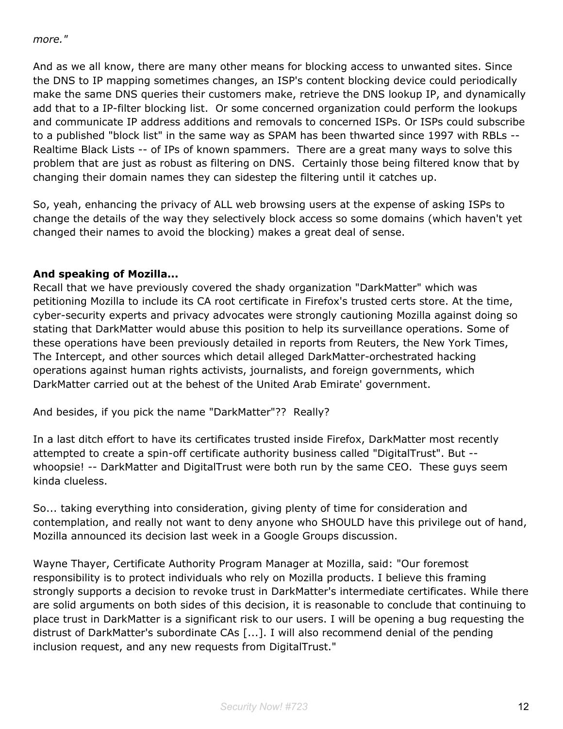*more."*

And as we all know, there are many other means for blocking access to unwanted sites. Since the DNS to IP mapping sometimes changes, an ISP's content blocking device could periodically make the same DNS queries their customers make, retrieve the DNS lookup IP, and dynamically add that to a IP-filter blocking list. Or some concerned organization could perform the lookups and communicate IP address additions and removals to concerned ISPs. Or ISPs could subscribe to a published "block list" in the same way as SPAM has been thwarted since 1997 with RBLs -- Realtime Black Lists -- of IPs of known spammers. There are a great many ways to solve this problem that are just as robust as filtering on DNS. Certainly those being filtered know that by changing their domain names they can sidestep the filtering until it catches up.

So, yeah, enhancing the privacy of ALL web browsing users at the expense of asking ISPs to change the details of the way they selectively block access so some domains (which haven't yet changed their names to avoid the blocking) makes a great deal of sense.

**And speaking of Mozilla...**

Recall that we have previously covered the shady organization "DarkMatter" which was petitioning Mozilla to include its CA root certificate in Firefox's trusted certs store. At the time, cyber-security experts and privacy advocates were strongly cautioning Mozilla against doing so stating that DarkMatter would abuse this position to help its surveillance operations. Some of these operations have been previously detailed in reports from Reuters, the New York Times, The Intercept, and other sources which detail alleged DarkMatter-orchestrated hacking operations against human rights activists, journalists, and foreign governments, which DarkMatter carried out at the behest of the United Arab Emirate' government.

And besides, if you pick the name "DarkMatter"?? Really?

In a last ditch effort to have its certificates trusted inside Firefox, DarkMatter most recently attempted to create a spin-off certificate authority business called "DigitalTrust". But -- whoopsie! -- DarkMatter and DigitalTrust were both run by the same CEO. These guys seem kinda clueless.

So... taking everything into consideration, giving plenty of time for consideration and contemplation, and really not want to deny anyone who SHOULD have this privilege out of hand, Mozilla announced its decision last week in a Google Groups discussion.

Wayne Thayer, Certificate Authority Program Manager at Mozilla, said: "Our foremost responsibility is to protect individuals who rely on Mozilla products. I believe this framing strongly supports a decision to revoke trust in DarkMatter's intermediate certificates. While there are solid arguments on both sides of this decision, it is reasonable to conclude that continuing to place trust in DarkMatter is a significant risk to our users. I will be opening a bug requesting the distrust of DarkMatter's subordinate CAs [...]. I will also recommend denial of the pending inclusion request, and any new requests from DigitalTrust."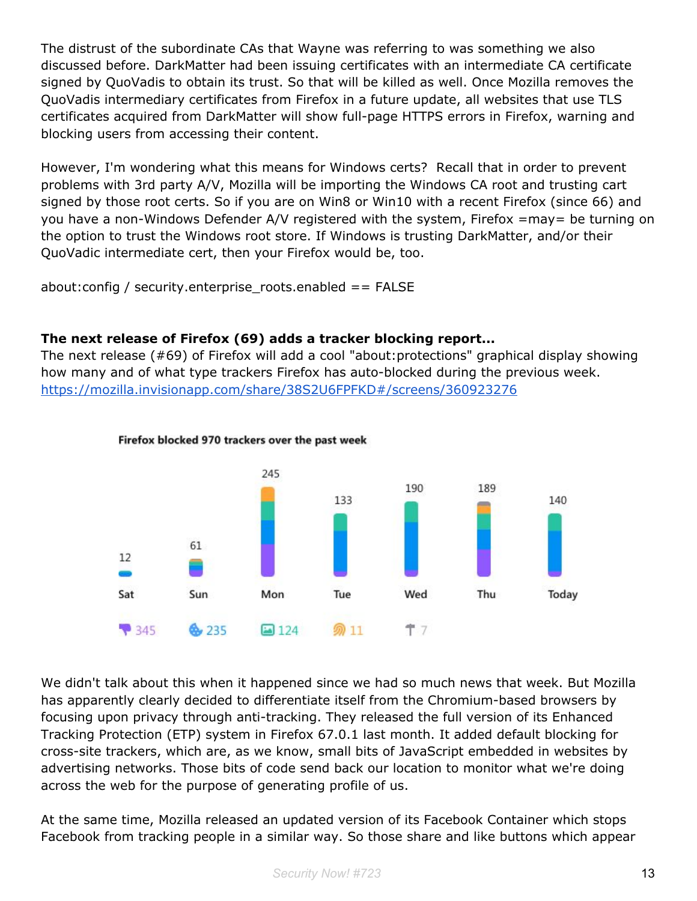The distrust of the subordinate CAs that Wayne was referring to was something we also discussed before. DarkMatter had been issuing certificates with an intermediate CA certificate signed by QuoVadis to obtain its trust. So that will be killed as well. Once Mozilla removes the QuoVadis intermediary certificates from Firefox in a future update, all websites that use TLS certificates acquired from DarkMatter will show full-page HTTPS errors in Firefox, warning and blocking users from accessing their content.

However, I'm wondering what this means for Windows certs? Recall that in order to prevent problems with 3rd party A/V, Mozilla will be importing the Windows CA root and trusting cart signed by those root certs. So if you are on Win8 or Win10 with a recent Firefox (since 66) and you have a non-Windows Defender A/V registered with the system, Firefox =may= be turning on the option to trust the Windows root store. If Windows is trusting DarkMatter, and/or their QuoVadic intermediate cert, then your Firefox would be, too.

about:config / security.enterprise_roots.enabled == FALSE

**The next release of Firefox (69) adds a tracker blocking report...**
The next release (#69) of Firefox will add a cool "about:protections" graphical display showing how many and of what type trackers Firefox has auto-blocked during the previous week.
https://mozilla.invisionapp.com/share/38S2U6FPFKD#/screens/360923276

**Firefox blocked 970 trackers over the past week**

| Sat | Sun | Mon | Tue | Wed | Thu | Today |
|---|---|---|---|---|---|---|
| 12 | 61 | 245 | 133 | 190 | 189 | 140 |

345 | 235 | 124 | 11 | 7

We didn't talk about this when it happened since we had so much news that week. But Mozilla has apparently clearly decided to differentiate itself from the Chromium-based browsers by focusing upon privacy through anti-tracking. They released the full version of its Enhanced Tracking Protection (ETP) system in Firefox 67.0.1 last month. It added default blocking for cross-site trackers, which are, as we know, small bits of JavaScript embedded in websites by advertising networks. Those bits of code send back our location to monitor what we're doing across the web for the purpose of generating profile of us.

At the same time, Mozilla released an updated version of its Facebook Container which stops Facebook from tracking people in a similar way. So those share and like buttons which appear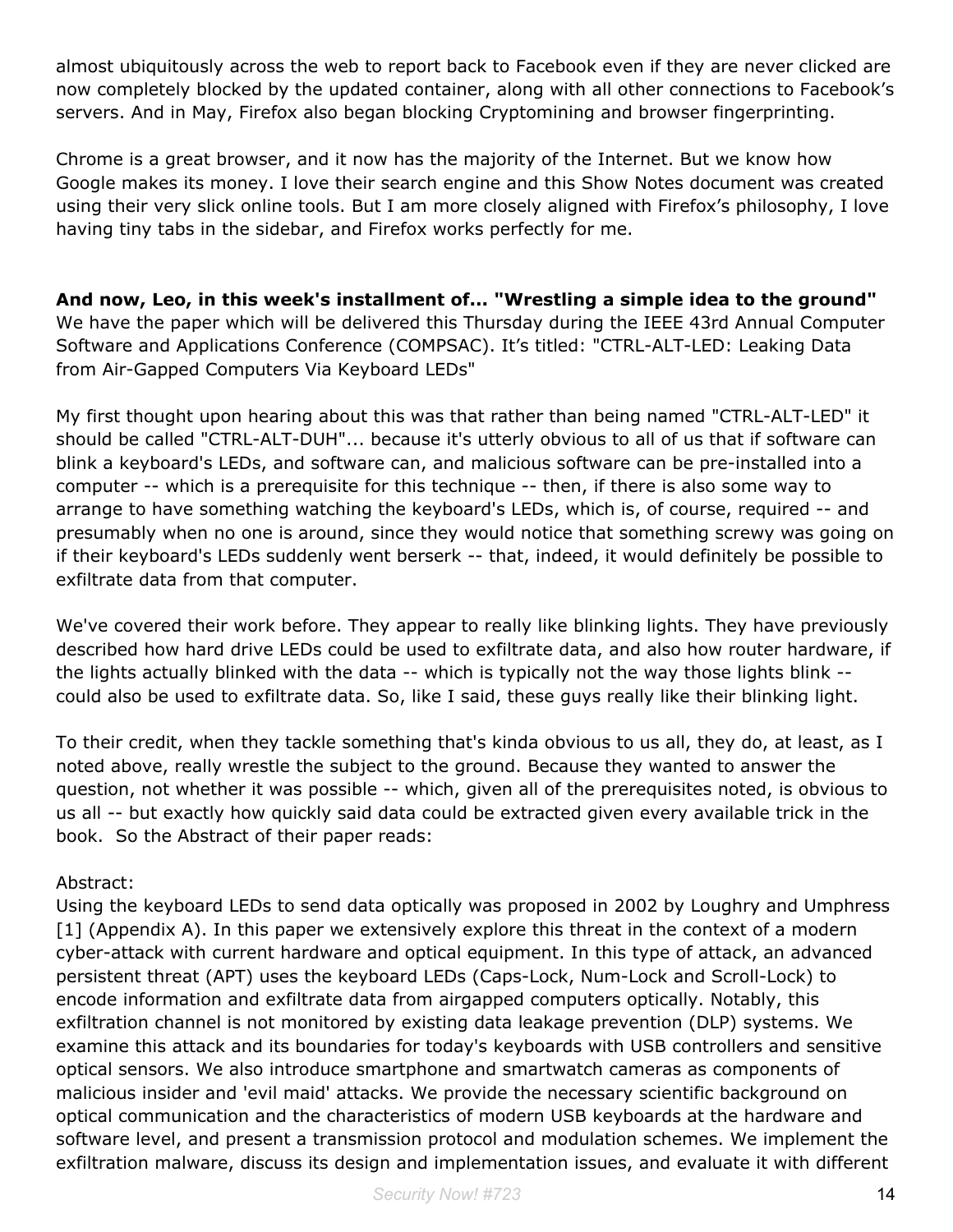almost ubiquitously across the web to report back to Facebook even if they are never clicked are now completely blocked by the updated container, along with all other connections to Facebook's servers. And in May, Firefox also began blocking Cryptomining and browser fingerprinting.

Chrome is a great browser, and it now has the majority of the Internet. But we know how Google makes its money. I love their search engine and this Show Notes document was created using their very slick online tools. But I am more closely aligned with Firefox's philosophy, I love having tiny tabs in the sidebar, and Firefox works perfectly for me.

**And now, Leo, in this week's installment of... "Wrestling a simple idea to the ground"**
We have the paper which will be delivered this Thursday during the IEEE 43rd Annual Computer Software and Applications Conference (COMPSAC). It's titled: "CTRL-ALT-LED: Leaking Data from Air-Gapped Computers Via Keyboard LEDs"

My first thought upon hearing about this was that rather than being named "CTRL-ALT-LED" it should be called "CTRL-ALT-DUH"... because it's utterly obvious to all of us that if software can blink a keyboard's LEDs, and software can, and malicious software can be pre-installed into a computer -- which is a prerequisite for this technique -- then, if there is also some way to arrange to have something watching the keyboard's LEDs, which is, of course, required -- and presumably when no one is around, since they would notice that something screwy was going on if their keyboard's LEDs suddenly went berserk -- that, indeed, it would definitely be possible to exfiltrate data from that computer.

We've covered their work before. They appear to really like blinking lights. They have previously described how hard drive LEDs could be used to exfiltrate data, and also how router hardware, if the lights actually blinked with the data -- which is typically not the way those lights blink -- could also be used to exfiltrate data. So, like I said, these guys really like their blinking light.

To their credit, when they tackle something that's kinda obvious to us all, they do, at least, as I noted above, really wrestle the subject to the ground. Because they wanted to answer the question, not whether it was possible -- which, given all of the prerequisites noted, is obvious to us all -- but exactly how quickly said data could be extracted given every available trick in the book. So the Abstract of their paper reads:

Abstract:
Using the keyboard LEDs to send data optically was proposed in 2002 by Loughry and Umphress [1] (Appendix A). In this paper we extensively explore this threat in the context of a modern cyber-attack with current hardware and optical equipment. In this type of attack, an advanced persistent threat (APT) uses the keyboard LEDs (Caps-Lock, Num-Lock and Scroll-Lock) to encode information and exfiltrate data from airgapped computers optically. Notably, this exfiltration channel is not monitored by existing data leakage prevention (DLP) systems. We examine this attack and its boundaries for today's keyboards with USB controllers and sensitive optical sensors. We also introduce smartphone and smartwatch cameras as components of malicious insider and 'evil maid' attacks. We provide the necessary scientific background on optical communication and the characteristics of modern USB keyboards at the hardware and software level, and present a transmission protocol and modulation schemes. We implement the exfiltration malware, discuss its design and implementation issues, and evaluate it with different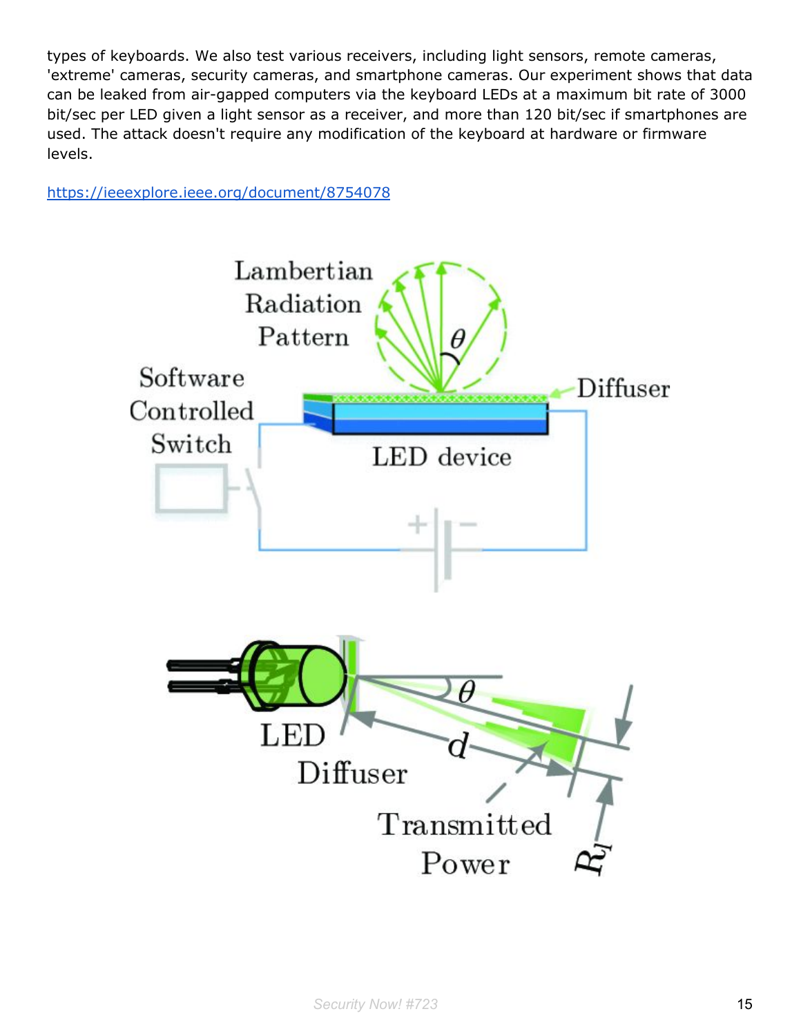types of keyboards. We also test various receivers, including light sensors, remote cameras, 'extreme' cameras, security cameras, and smartphone cameras. Our experiment shows that data can be leaked from air-gapped computers via the keyboard LEDs at a maximum bit rate of 3000 bit/sec per LED given a light sensor as a receiver, and more than 120 bit/sec if smartphones are used. The attack doesn't require any modification of the keyboard at hardware or firmware levels.

[https://ieeexplore.ieee.org/document/8754078](https://ieeexplore.ieee.org/document/8754078)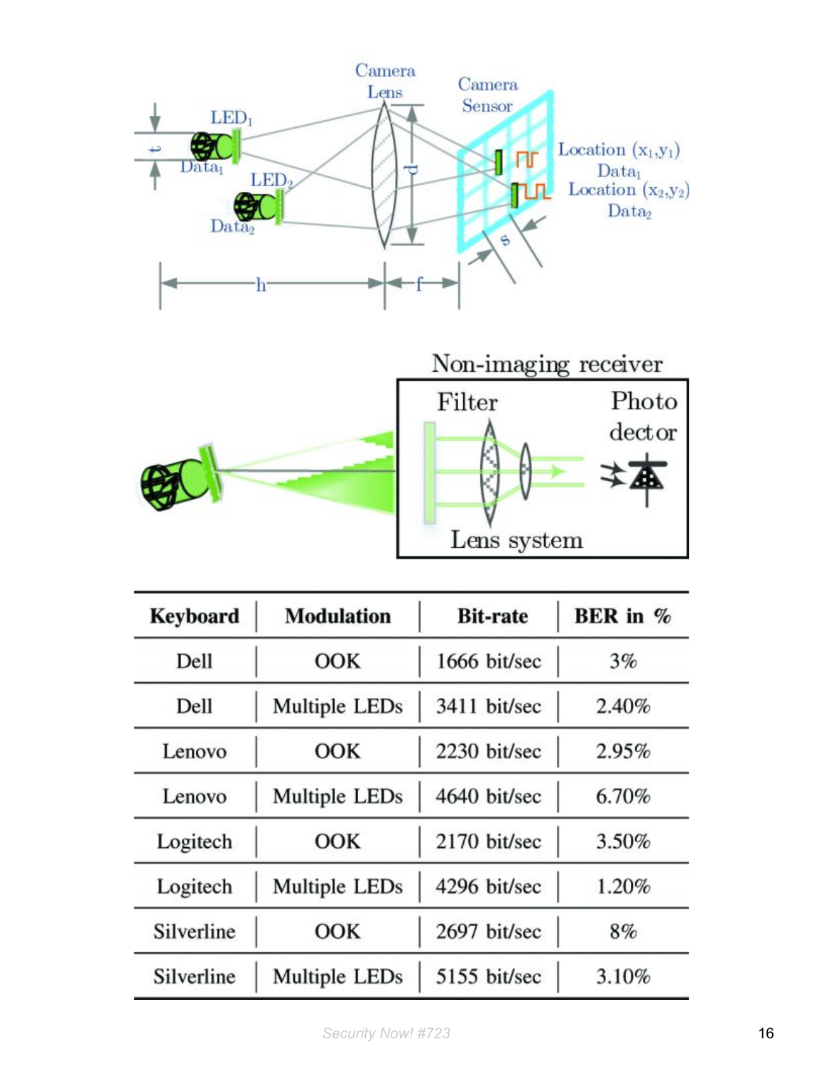| Keyboard | Modulation | Bit-rate | BER in % |
| --- | --- | --- | --- |
| Dell | OOK | 1666 bit/sec | 3% |
| Dell | Multiple LEDs | 3411 bit/sec | 2.40% |
| Lenovo | OOK | 2230 bit/sec | 2.95% |
| Lenovo | Multiple LEDs | 4640 bit/sec | 6.70% |
| Logitech | OOK | 2170 bit/sec | 3.50% |
| Logitech | Multiple LEDs | 4296 bit/sec | 1.20% |
| Silverline | OOK | 2697 bit/sec | 8% |
| Silverline | Multiple LEDs | 5155 bit/sec | 3.10% |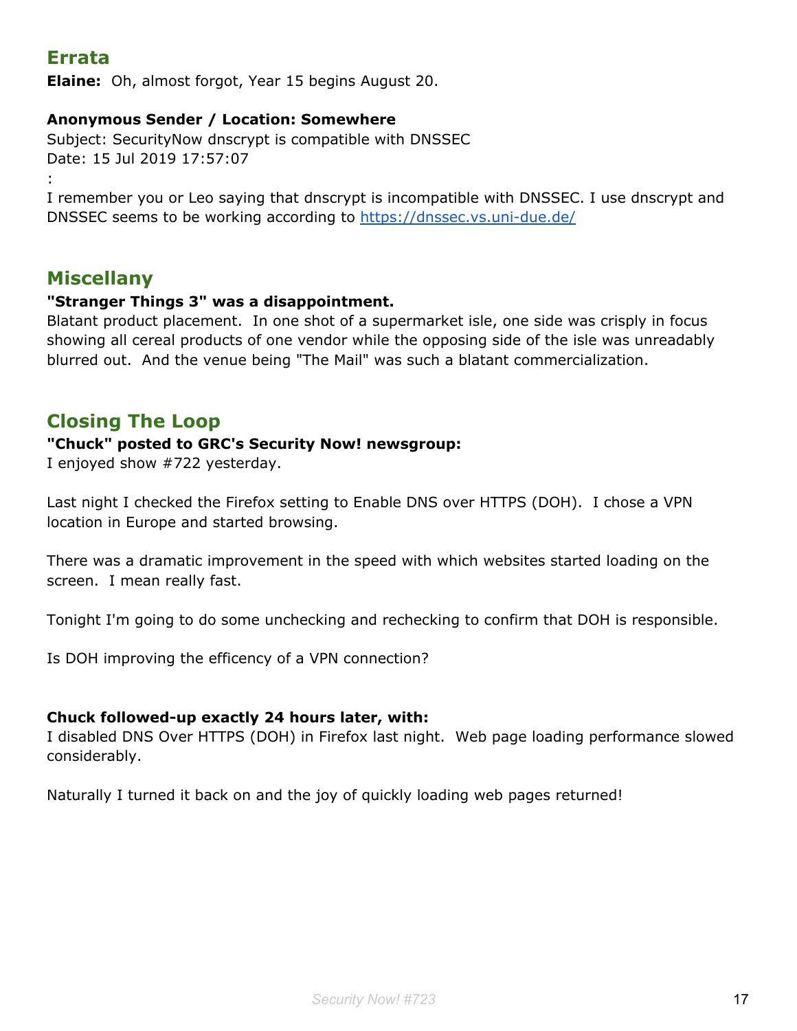## Errata

**Elaine:** Oh, almost forgot, Year 15 begins August 20.

**Anonymous Sender / Location: Somewhere**
Subject: SecurityNow dnscrypt is compatible with DNSSEC
Date: 15 Jul 2019 17:57:07
:
I remember you or Leo saying that dnscrypt is incompatible with DNSSEC. I use dnscrypt and DNSSEC seems to be working according to https://dnssec.vs.uni-due.de/

## Miscellany

**"Stranger Things 3" was a disappointment.**
Blatant product placement. In one shot of a supermarket isle, one side was crisply in focus showing all cereal products of one vendor while the opposing side of the isle was unreadably blurred out. And the venue being "The Mail" was such a blatant commercialization.

## Closing The Loop

**"Chuck" posted to GRC's Security Now! newsgroup:**
I enjoyed show #722 yesterday.

Last night I checked the Firefox setting to Enable DNS over HTTPS (DOH). I chose a VPN location in Europe and started browsing.

There was a dramatic improvement in the speed with which websites started loading on the screen. I mean really fast.

Tonight I'm going to do some unchecking and rechecking to confirm that DOH is responsible.

Is DOH improving the efficency of a VPN connection?

**Chuck followed-up exactly 24 hours later, with:**
I disabled DNS Over HTTPS (DOH) in Firefox last night. Web page loading performance slowed considerably.

Naturally I turned it back on and the joy of quickly loading web pages returned!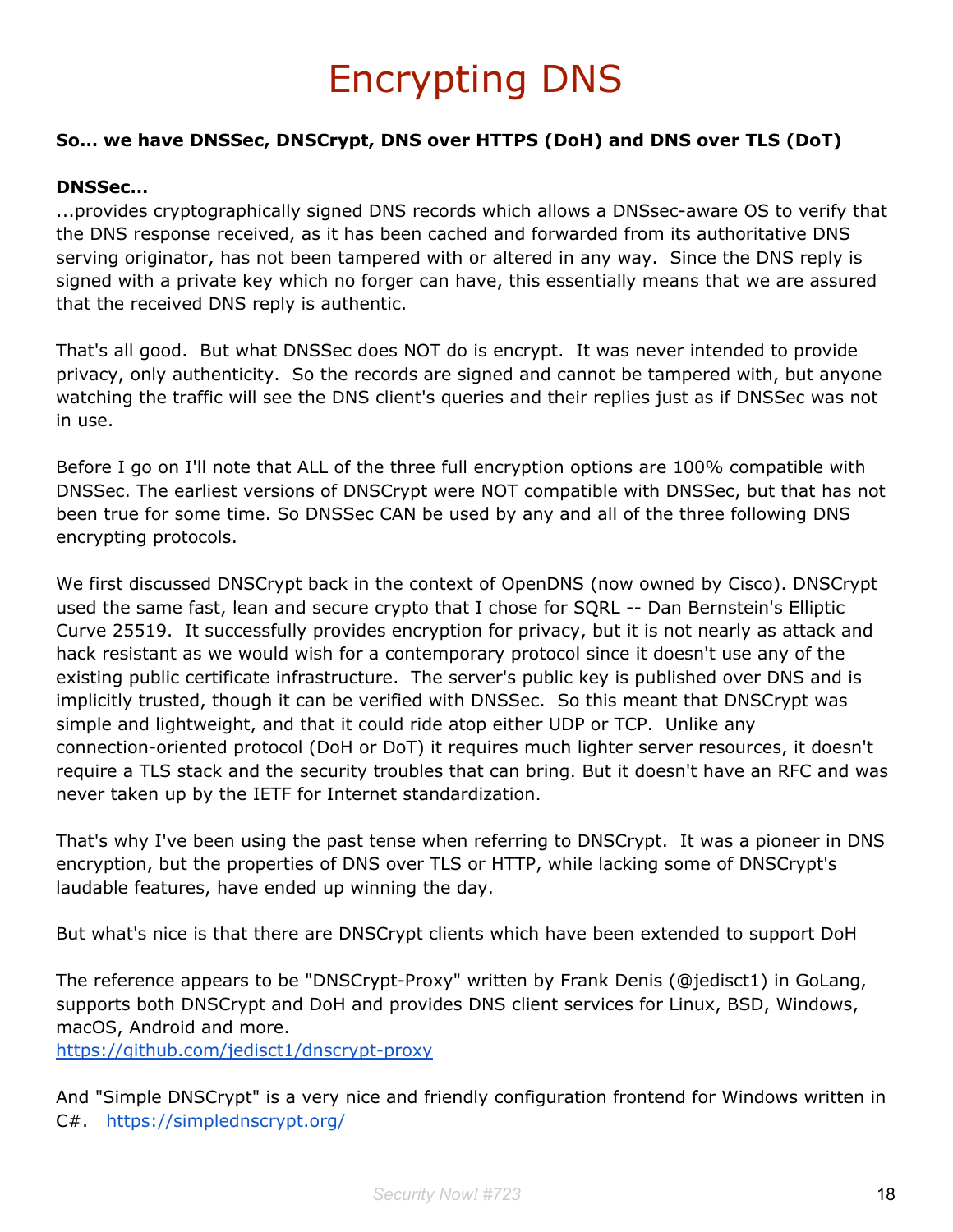# Encrypting DNS

**So... we have DNSSec, DNSCrypt, DNS over HTTPS (DoH) and DNS over TLS (DoT)**

**DNSSec…**

...provides cryptographically signed DNS records which allows a DNSsec-aware OS to verify that the DNS response received, as it has been cached and forwarded from its authoritative DNS serving originator, has not been tampered with or altered in any way. Since the DNS reply is signed with a private key which no forger can have, this essentially means that we are assured that the received DNS reply is authentic.

That's all good. But what DNSSec does NOT do is encrypt. It was never intended to provide privacy, only authenticity. So the records are signed and cannot be tampered with, but anyone watching the traffic will see the DNS client's queries and their replies just as if DNSSec was not in use.

Before I go on I'll note that ALL of the three full encryption options are 100% compatible with DNSSec. The earliest versions of DNSCrypt were NOT compatible with DNSSec, but that has not been true for some time. So DNSSec CAN be used by any and all of the three following DNS encrypting protocols.

We first discussed DNSCrypt back in the context of OpenDNS (now owned by Cisco). DNSCrypt used the same fast, lean and secure crypto that I chose for SQRL -- Dan Bernstein's Elliptic Curve 25519. It successfully provides encryption for privacy, but it is not nearly as attack and hack resistant as we would wish for a contemporary protocol since it doesn't use any of the existing public certificate infrastructure. The server's public key is published over DNS and is implicitly trusted, though it can be verified with DNSSec. So this meant that DNSCrypt was simple and lightweight, and that it could ride atop either UDP or TCP. Unlike any connection-oriented protocol (DoH or DoT) it requires much lighter server resources, it doesn't require a TLS stack and the security troubles that can bring. But it doesn't have an RFC and was never taken up by the IETF for Internet standardization.

That's why I've been using the past tense when referring to DNSCrypt. It was a pioneer in DNS encryption, but the properties of DNS over TLS or HTTP, while lacking some of DNSCrypt's laudable features, have ended up winning the day.

But what's nice is that there are DNSCrypt clients which have been extended to support DoH

The reference appears to be "DNSCrypt-Proxy" written by Frank Denis (@jedisct1) in GoLang, supports both DNSCrypt and DoH and provides DNS client services for Linux, BSD, Windows, macOS, Android and more.
https://github.com/jedisct1/dnscrypt-proxy

And "Simple DNSCrypt" is a very nice and friendly configuration frontend for Windows written in C#. https://simplednscrypt.org/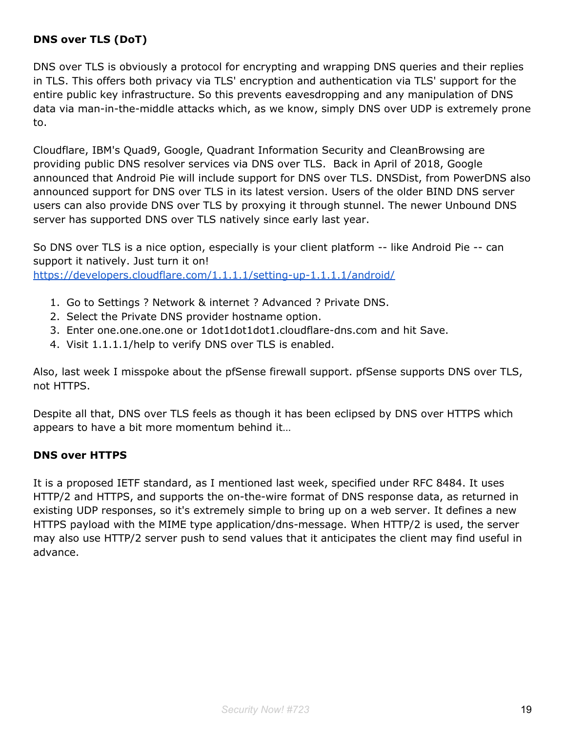**DNS over TLS (DoT)**

DNS over TLS is obviously a protocol for encrypting and wrapping DNS queries and their replies in TLS. This offers both privacy via TLS' encryption and authentication via TLS' support for the entire public key infrastructure. So this prevents eavesdropping and any manipulation of DNS data via man-in-the-middle attacks which, as we know, simply DNS over UDP is extremely prone to.

Cloudflare, IBM's Quad9, Google, Quadrant Information Security and CleanBrowsing are providing public DNS resolver services via DNS over TLS. Back in April of 2018, Google announced that Android Pie will include support for DNS over TLS. DNSDist, from PowerDNS also announced support for DNS over TLS in its latest version. Users of the older BIND DNS server users can also provide DNS over TLS by proxying it through stunnel. The newer Unbound DNS server has supported DNS over TLS natively since early last year.

So DNS over TLS is a nice option, especially is your client platform -- like Android Pie -- can support it natively. Just turn it on!
https://developers.cloudflare.com/1.1.1.1/setting-up-1.1.1.1/android/

1. Go to Settings ? Network & internet ? Advanced ? Private DNS.
2. Select the Private DNS provider hostname option.
3. Enter one.one.one.one or 1dot1dot1dot1.cloudflare-dns.com and hit Save.
4. Visit 1.1.1.1/help to verify DNS over TLS is enabled.

Also, last week I misspoke about the pfSense firewall support. pfSense supports DNS over TLS, not HTTPS.

Despite all that, DNS over TLS feels as though it has been eclipsed by DNS over HTTPS which appears to have a bit more momentum behind it…

**DNS over HTTPS**

It is a proposed IETF standard, as I mentioned last week, specified under RFC 8484. It uses HTTP/2 and HTTPS, and supports the on-the-wire format of DNS response data, as returned in existing UDP responses, so it's extremely simple to bring up on a web server. It defines a new HTTPS payload with the MIME type application/dns-message. When HTTP/2 is used, the server may also use HTTP/2 server push to send values that it anticipates the client may find useful in advance.